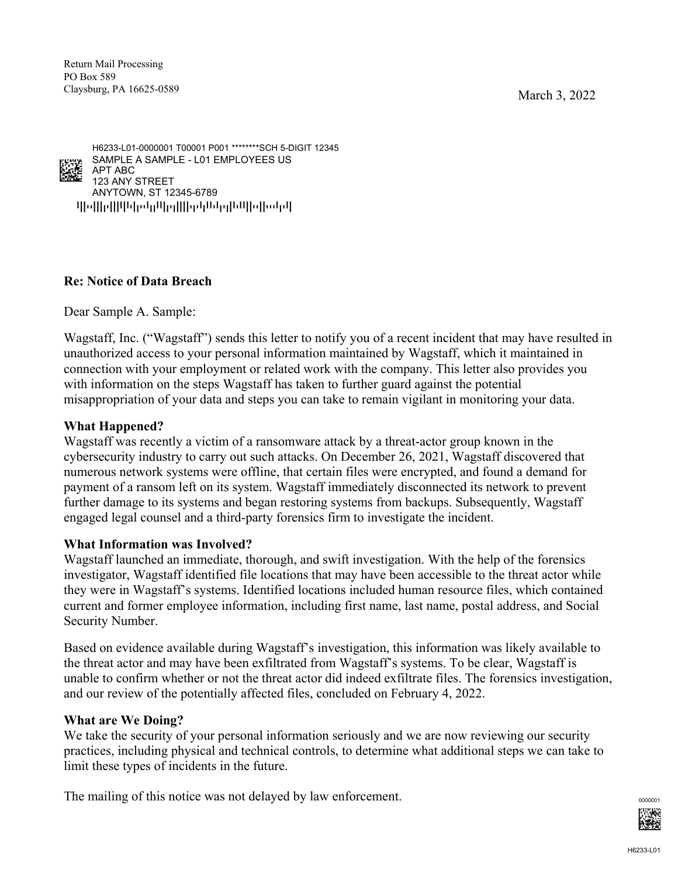Return Mail Processing
PO Box 589
Claysburg, PA 16625-0589

March 3, 2022

H6233-L01-0000001 T00001 P001 ********SCH 5-DIGIT 12345
SAMPLE A SAMPLE - L01 EMPLOYEES US
APT ABC
123 ANY STREET
ANYTOWN, ST 12345-6789

**Re: Notice of Data Breach**

Dear Sample A. Sample:

Wagstaff, Inc. ("Wagstaff") sends this letter to notify you of a recent incident that may have resulted in unauthorized access to your personal information maintained by Wagstaff, which it maintained in connection with your employment or related work with the company. This letter also provides you with information on the steps Wagstaff has taken to further guard against the potential misappropriation of your data and steps you can take to remain vigilant in monitoring your data.

**What Happened?**

Wagstaff was recently a victim of a ransomware attack by a threat-actor group known in the cybersecurity industry to carry out such attacks. On December 26, 2021, Wagstaff discovered that numerous network systems were offline, that certain files were encrypted, and found a demand for payment of a ransom left on its system. Wagstaff immediately disconnected its network to prevent further damage to its systems and began restoring systems from backups. Subsequently, Wagstaff engaged legal counsel and a third-party forensics firm to investigate the incident.

**What Information was Involved?**

Wagstaff launched an immediate, thorough, and swift investigation. With the help of the forensics investigator, Wagstaff identified file locations that may have been accessible to the threat actor while they were in Wagstaff's systems. Identified locations included human resource files, which contained current and former employee information, including first name, last name, postal address, and Social Security Number.

Based on evidence available during Wagstaff's investigation, this information was likely available to the threat actor and may have been exfiltrated from Wagstaff's systems. To be clear, Wagstaff is unable to confirm whether or not the threat actor did indeed exfiltrate files. The forensics investigation, and our review of the potentially affected files, concluded on February 4, 2022.

**What are We Doing?**

We take the security of your personal information seriously and we are now reviewing our security practices, including physical and technical controls, to determine what additional steps we can take to limit these types of incidents in the future.

The mailing of this notice was not delayed by law enforcement.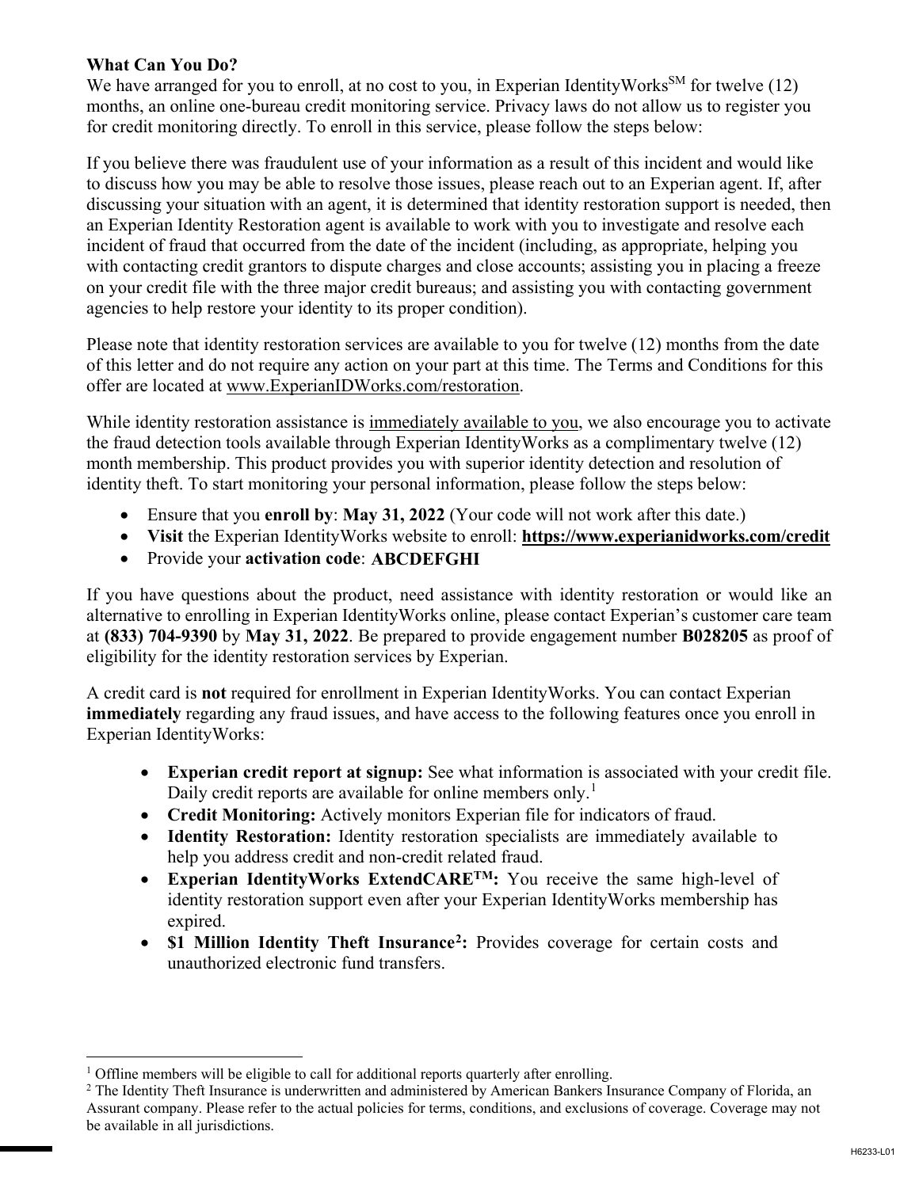**What Can You Do?**

We have arranged for you to enroll, at no cost to you, in Experian IdentityWorks[SM] for twelve (12) months, an online one-bureau credit monitoring service. Privacy laws do not allow us to register you for credit monitoring directly. To enroll in this service, please follow the steps below:

If you believe there was fraudulent use of your information as a result of this incident and would like to discuss how you may be able to resolve those issues, please reach out to an Experian agent. If, after discussing your situation with an agent, it is determined that identity restoration support is needed, then an Experian Identity Restoration agent is available to work with you to investigate and resolve each incident of fraud that occurred from the date of the incident (including, as appropriate, helping you with contacting credit grantors to dispute charges and close accounts; assisting you in placing a freeze on your credit file with the three major credit bureaus; and assisting you with contacting government agencies to help restore your identity to its proper condition).

Please note that identity restoration services are available to you for twelve (12) months from the date of this letter and do not require any action on your part at this time. The Terms and Conditions for this offer are located at www.ExperianIDWorks.com/restoration.

While identity restoration assistance is immediately available to you, we also encourage you to activate the fraud detection tools available through Experian IdentityWorks as a complimentary twelve (12) month membership. This product provides you with superior identity detection and resolution of identity theft. To start monitoring your personal information, please follow the steps below:

- Ensure that you **enroll by**: **May 31, 2022** (Your code will not work after this date.)
- **Visit** the Experian IdentityWorks website to enroll: **https://www.experianidworks.com/credit**
- Provide your **activation code**: **ABCDEFGHI**

If you have questions about the product, need assistance with identity restoration or would like an alternative to enrolling in Experian IdentityWorks online, please contact Experian's customer care team at **(833) 704-9390** by **May 31, 2022**. Be prepared to provide engagement number **B028205** as proof of eligibility for the identity restoration services by Experian.

A credit card is **not** required for enrollment in Experian IdentityWorks. You can contact Experian **immediately** regarding any fraud issues, and have access to the following features once you enroll in Experian IdentityWorks:

- **Experian credit report at signup:** See what information is associated with your credit file. Daily credit reports are available for online members only.[1]
- **Credit Monitoring:** Actively monitors Experian file for indicators of fraud.
- **Identity Restoration:** Identity restoration specialists are immediately available to help you address credit and non-credit related fraud.
- **Experian IdentityWorks ExtendCARE[TM]:** You receive the same high-level of identity restoration support even after your Experian IdentityWorks membership has expired.
- **$1 Million Identity Theft Insurance[2]:** Provides coverage for certain costs and unauthorized electronic fund transfers.

[1] Offline members will be eligible to call for additional reports quarterly after enrolling.

[2] The Identity Theft Insurance is underwritten and administered by American Bankers Insurance Company of Florida, an Assurant company. Please refer to the actual policies for terms, conditions, and exclusions of coverage. Coverage may not be available in all jurisdictions.

H6233-L01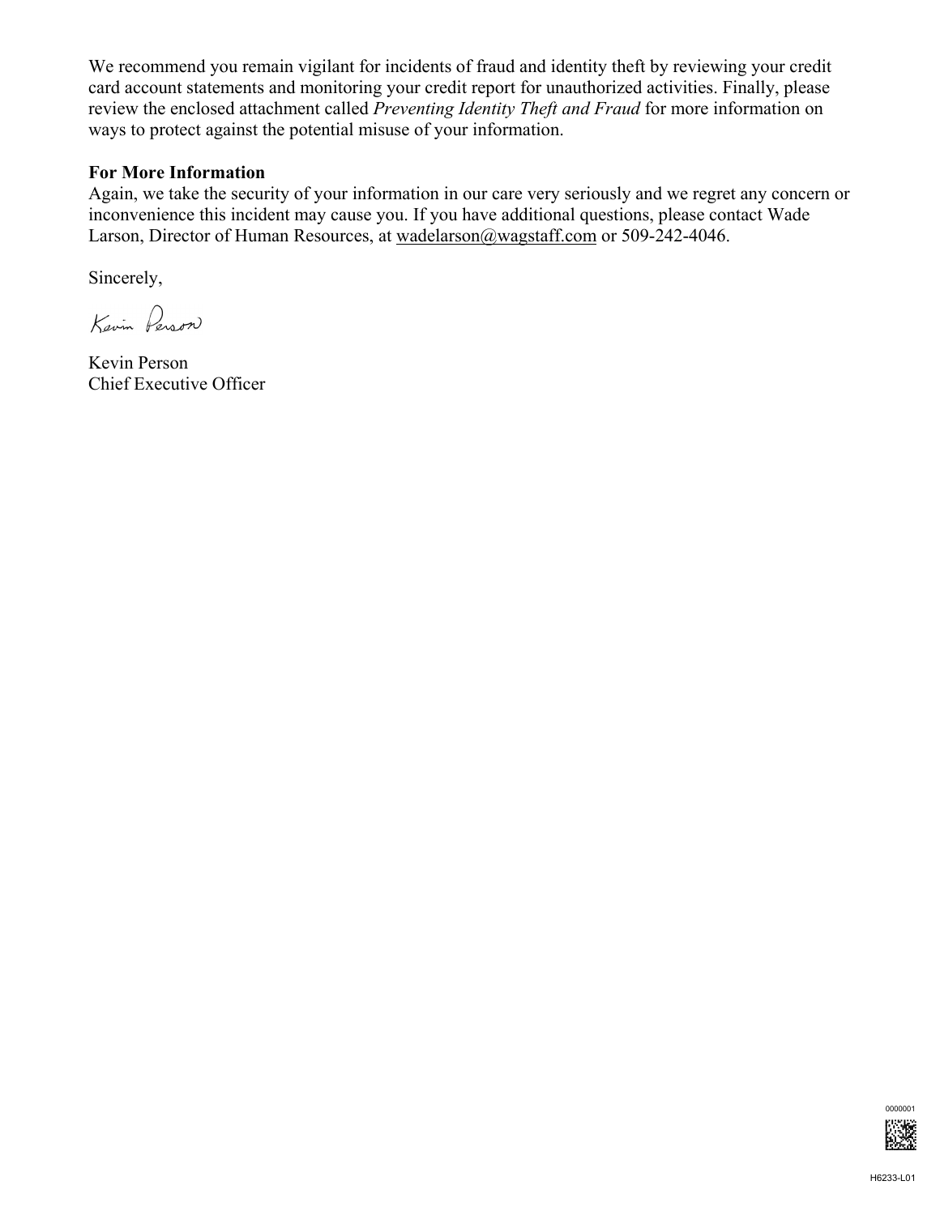We recommend you remain vigilant for incidents of fraud and identity theft by reviewing your credit card account statements and monitoring your credit report for unauthorized activities. Finally, please review the enclosed attachment called *Preventing Identity Theft and Fraud* for more information on ways to protect against the potential misuse of your information.

**For More Information**

Again, we take the security of your information in our care very seriously and we regret any concern or inconvenience this incident may cause you. If you have additional questions, please contact Wade Larson, Director of Human Resources, at wadelarson@wagstaff.com or 509-242-4046.

Sincerely,

Kevin Person

Kevin Person
Chief Executive Officer

0000001

H6233-L01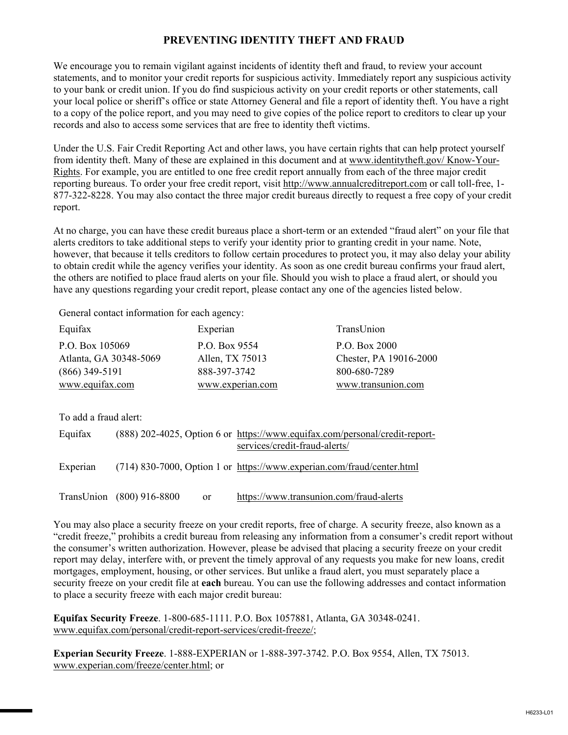## PREVENTING IDENTITY THEFT AND FRAUD

We encourage you to remain vigilant against incidents of identity theft and fraud, to review your account statements, and to monitor your credit reports for suspicious activity. Immediately report any suspicious activity to your bank or credit union. If you do find suspicious activity on your credit reports or other statements, call your local police or sheriff's office or state Attorney General and file a report of identity theft. You have a right to a copy of the police report, and you may need to give copies of the police report to creditors to clear up your records and also to access some services that are free to identity theft victims.

Under the U.S. Fair Credit Reporting Act and other laws, you have certain rights that can help protect yourself from identity theft. Many of these are explained in this document and at www.identitytheft.gov/ Know-Your-Rights. For example, you are entitled to one free credit report annually from each of the three major credit reporting bureaus. To order your free credit report, visit http://www.annualcreditreport.com or call toll-free, 1-877-322-8228. You may also contact the three major credit bureaus directly to request a free copy of your credit report.

At no charge, you can have these credit bureaus place a short-term or an extended "fraud alert" on your file that alerts creditors to take additional steps to verify your identity prior to granting credit in your name. Note, however, that because it tells creditors to follow certain procedures to protect you, it may also delay your ability to obtain credit while the agency verifies your identity. As soon as one credit bureau confirms your fraud alert, the others are notified to place fraud alerts on your file. Should you wish to place a fraud alert, or should you have any questions regarding your credit report, please contact any one of the agencies listed below.

General contact information for each agency:

| Equifax | Experian | TransUnion |
|---|---|---|
| P.O. Box 105069<br>Atlanta, GA 30348-5069<br>(866) 349-5191<br>www.equifax.com | P.O. Box 9554<br>Allen, TX 75013<br>888-397-3742<br>www.experian.com | P.O. Box 2000<br>Chester, PA 19016-2000<br>800-680-7289<br>www.transunion.com |

To add a fraud alert:

| | | | |
|---|---|---|---|
| Equifax | (888) 202-4025, Option 6 | or | https://www.equifax.com/personal/credit-report-services/credit-fraud-alerts/ |
| Experian | (714) 830-7000, Option 1 | or | https://www.experian.com/fraud/center.html |
| TransUnion | (800) 916-8800 | or | https://www.transunion.com/fraud-alerts |

You may also place a security freeze on your credit reports, free of charge. A security freeze, also known as a "credit freeze," prohibits a credit bureau from releasing any information from a consumer's credit report without the consumer's written authorization. However, please be advised that placing a security freeze on your credit report may delay, interfere with, or prevent the timely approval of any requests you make for new loans, credit mortgages, employment, housing, or other services. But unlike a fraud alert, you must separately place a security freeze on your credit file at **each** bureau. You can use the following addresses and contact information to place a security freeze with each major credit bureau:

**Equifax Security Freeze**. 1-800-685-1111. P.O. Box 1057881, Atlanta, GA 30348-0241. www.equifax.com/personal/credit-report-services/credit-freeze/;

**Experian Security Freeze**. 1-888-EXPERIAN or 1-888-397-3742. P.O. Box 9554, Allen, TX 75013. www.experian.com/freeze/center.html; or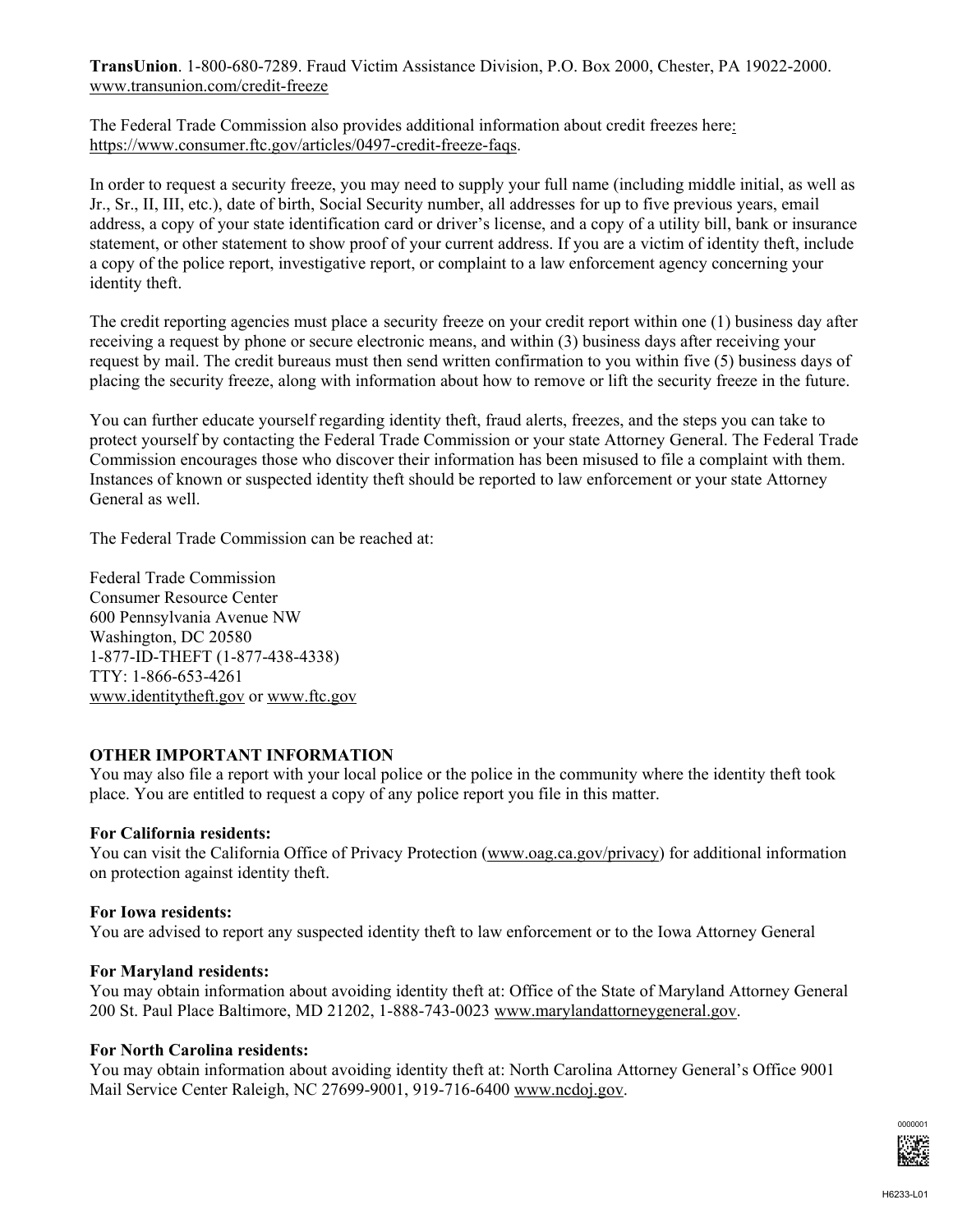**TransUnion**. 1-800-680-7289. Fraud Victim Assistance Division, P.O. Box 2000, Chester, PA 19022-2000. www.transunion.com/credit-freeze

The Federal Trade Commission also provides additional information about credit freezes here: https://www.consumer.ftc.gov/articles/0497-credit-freeze-faqs.

In order to request a security freeze, you may need to supply your full name (including middle initial, as well as Jr., Sr., II, III, etc.), date of birth, Social Security number, all addresses for up to five previous years, email address, a copy of your state identification card or driver's license, and a copy of a utility bill, bank or insurance statement, or other statement to show proof of your current address. If you are a victim of identity theft, include a copy of the police report, investigative report, or complaint to a law enforcement agency concerning your identity theft.

The credit reporting agencies must place a security freeze on your credit report within one (1) business day after receiving a request by phone or secure electronic means, and within (3) business days after receiving your request by mail. The credit bureaus must then send written confirmation to you within five (5) business days of placing the security freeze, along with information about how to remove or lift the security freeze in the future.

You can further educate yourself regarding identity theft, fraud alerts, freezes, and the steps you can take to protect yourself by contacting the Federal Trade Commission or your state Attorney General. The Federal Trade Commission encourages those who discover their information has been misused to file a complaint with them. Instances of known or suspected identity theft should be reported to law enforcement or your state Attorney General as well.

The Federal Trade Commission can be reached at:

Federal Trade Commission
Consumer Resource Center
600 Pennsylvania Avenue NW
Washington, DC 20580
1-877-ID-THEFT (1-877-438-4338)
TTY: 1-866-653-4261
www.identitytheft.gov or www.ftc.gov

**OTHER IMPORTANT INFORMATION**

You may also file a report with your local police or the police in the community where the identity theft took place. You are entitled to request a copy of any police report you file in this matter.

**For California residents:**

You can visit the California Office of Privacy Protection (www.oag.ca.gov/privacy) for additional information on protection against identity theft.

**For Iowa residents:**

You are advised to report any suspected identity theft to law enforcement or to the Iowa Attorney General

**For Maryland residents:**

You may obtain information about avoiding identity theft at: Office of the State of Maryland Attorney General 200 St. Paul Place Baltimore, MD 21202, 1-888-743-0023 www.marylandattorneygeneral.gov.

**For North Carolina residents:**

You may obtain information about avoiding identity theft at: North Carolina Attorney General's Office 9001 Mail Service Center Raleigh, NC 27699-9001, 919-716-6400 www.ncdoj.gov.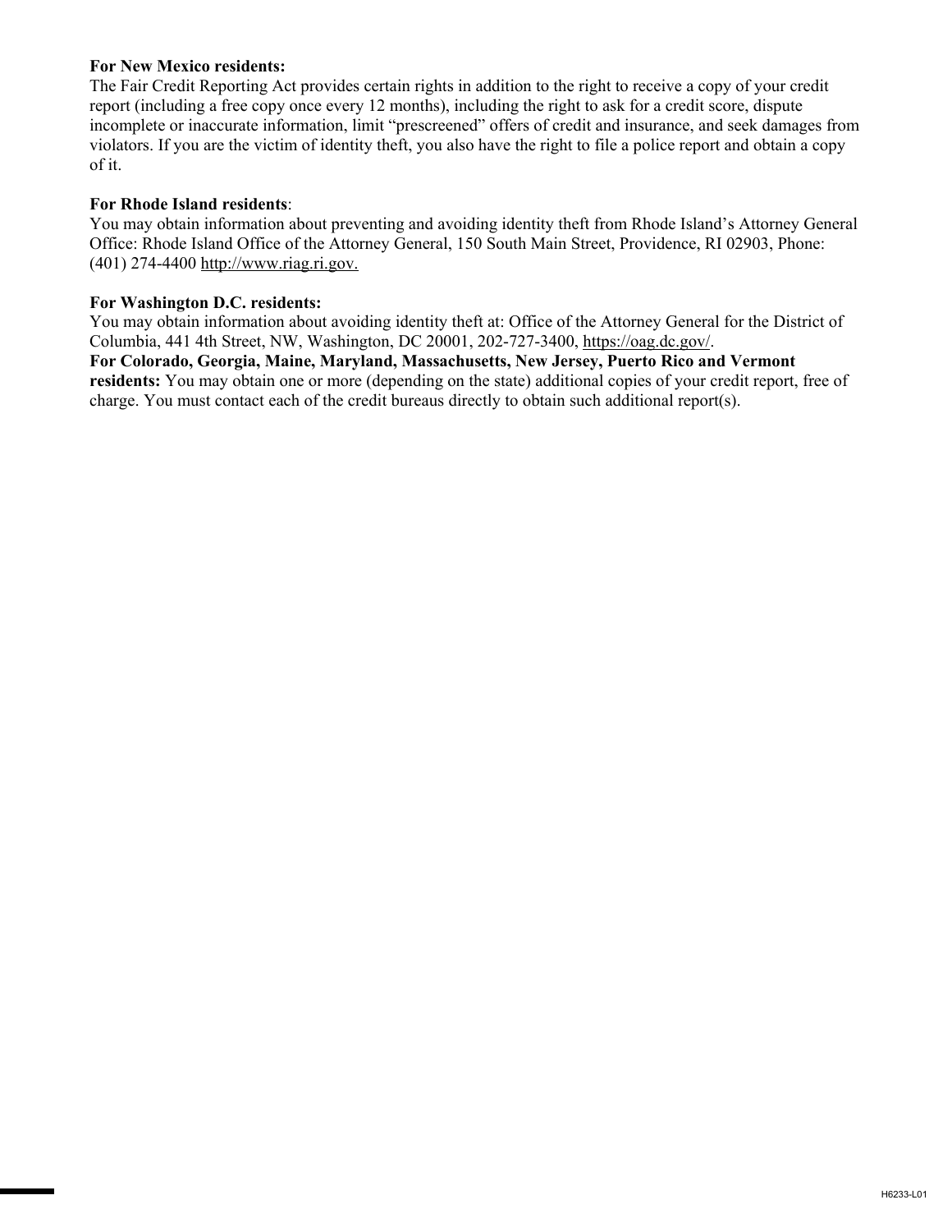**For New Mexico residents:**
The Fair Credit Reporting Act provides certain rights in addition to the right to receive a copy of your credit report (including a free copy once every 12 months), including the right to ask for a credit score, dispute incomplete or inaccurate information, limit "prescreened" offers of credit and insurance, and seek damages from violators. If you are the victim of identity theft, you also have the right to file a police report and obtain a copy of it.

**For Rhode Island residents**:
You may obtain information about preventing and avoiding identity theft from Rhode Island's Attorney General Office: Rhode Island Office of the Attorney General, 150 South Main Street, Providence, RI 02903, Phone: (401) 274-4400 http://www.riag.ri.gov.

**For Washington D.C. residents:**
You may obtain information about avoiding identity theft at: Office of the Attorney General for the District of Columbia, 441 4th Street, NW, Washington, DC 20001, 202-727-3400, https://oag.dc.gov/.

**For Colorado, Georgia, Maine, Maryland, Massachusetts, New Jersey, Puerto Rico and Vermont residents:** You may obtain one or more (depending on the state) additional copies of your credit report, free of charge. You must contact each of the credit bureaus directly to obtain such additional report(s).

H6233-L01